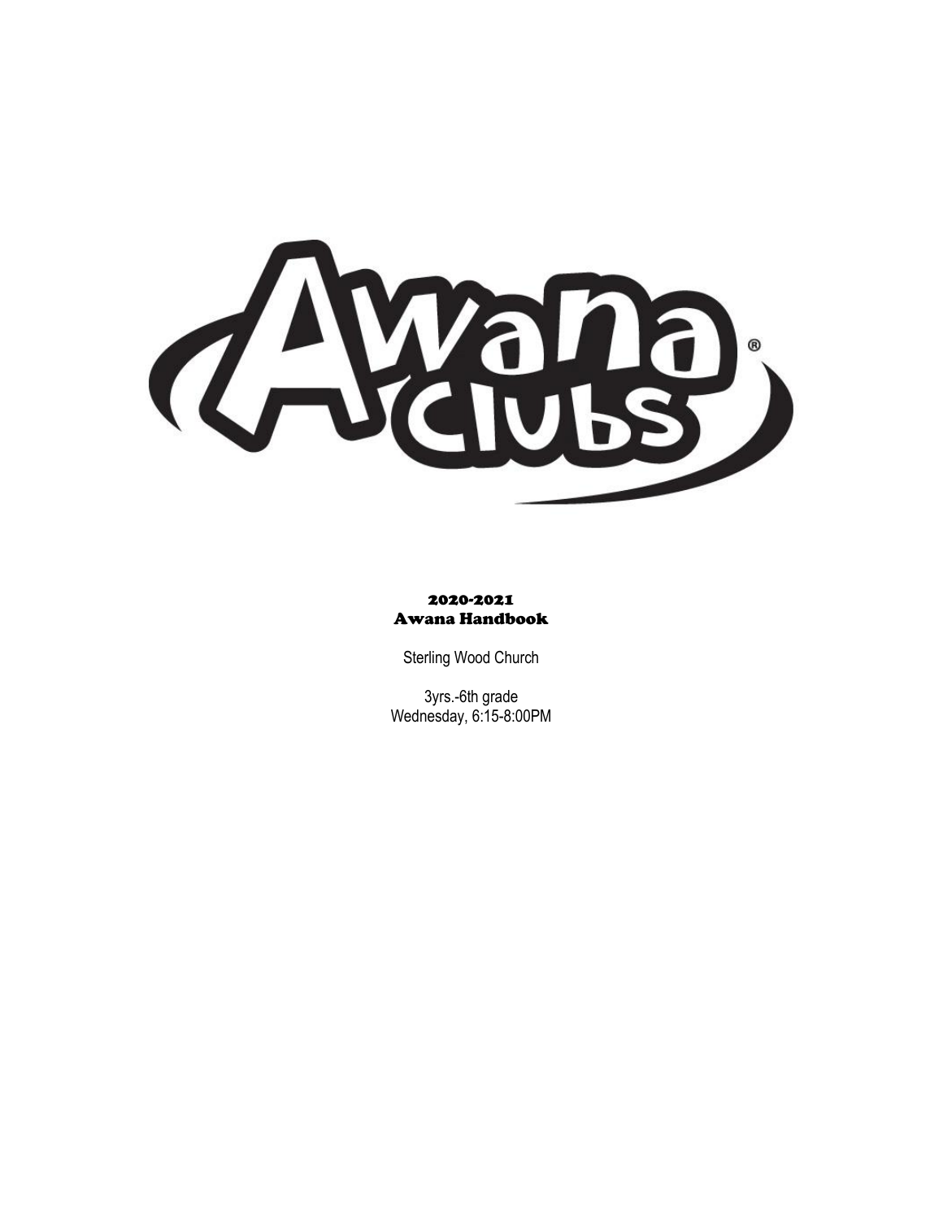# 2020-2021
# Awana Handbook

Sterling Wood Church

3yrs.-6th grade
Wednesday, 6:15-8:00PM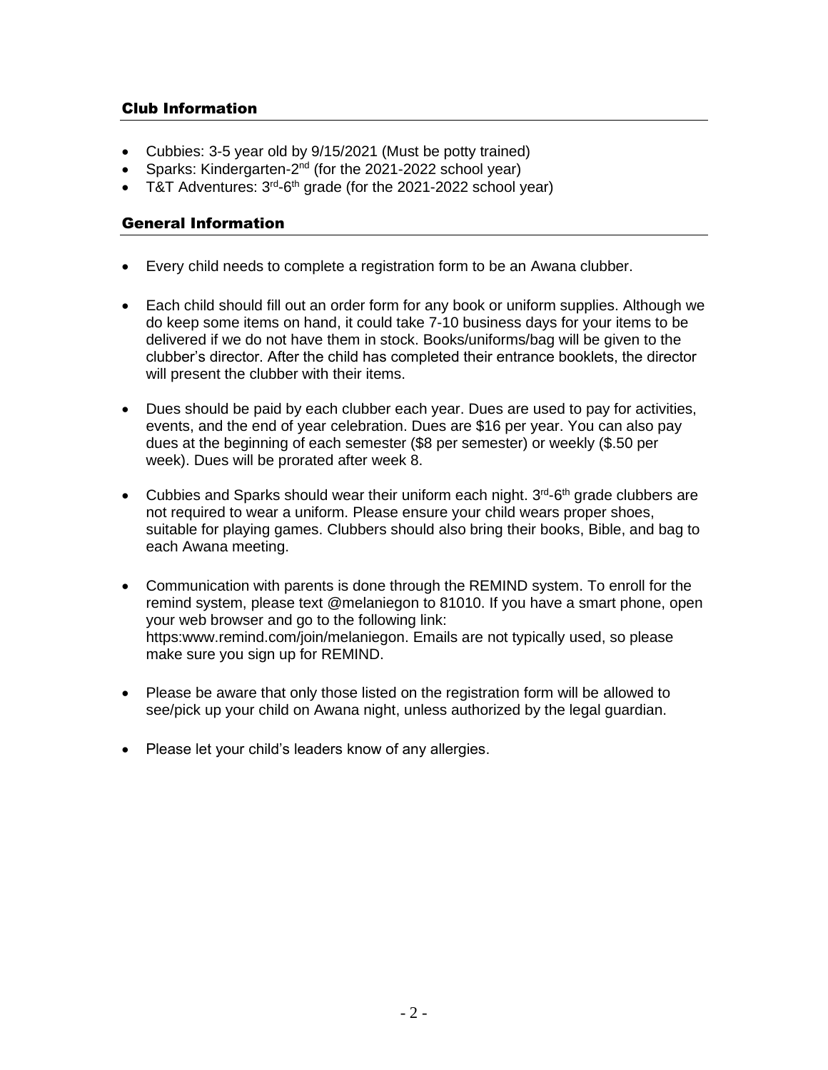## Club Information

- Cubbies: 3-5 year old by 9/15/2021 (Must be potty trained)
- Sparks: Kindergarten-2nd (for the 2021-2022 school year)
- T&T Adventures: 3rd-6th grade (for the 2021-2022 school year)

## General Information

- Every child needs to complete a registration form to be an Awana clubber.

- Each child should fill out an order form for any book or uniform supplies. Although we do keep some items on hand, it could take 7-10 business days for your items to be delivered if we do not have them in stock. Books/uniforms/bag will be given to the clubber's director. After the child has completed their entrance booklets, the director will present the clubber with their items.

- Dues should be paid by each clubber each year. Dues are used to pay for activities, events, and the end of year celebration. Dues are $16 per year. You can also pay dues at the beginning of each semester ($8 per semester) or weekly ($.50 per week). Dues will be prorated after week 8.

- Cubbies and Sparks should wear their uniform each night. 3rd-6th grade clubbers are not required to wear a uniform. Please ensure your child wears proper shoes, suitable for playing games. Clubbers should also bring their books, Bible, and bag to each Awana meeting.

- Communication with parents is done through the REMIND system. To enroll for the remind system, please text @melaniegon to 81010. If you have a smart phone, open your web browser and go to the following link: https:www.remind.com/join/melaniegon. Emails are not typically used, so please make sure you sign up for REMIND.

- Please be aware that only those listed on the registration form will be allowed to see/pick up your child on Awana night, unless authorized by the legal guardian.

- Please let your child's leaders know of any allergies.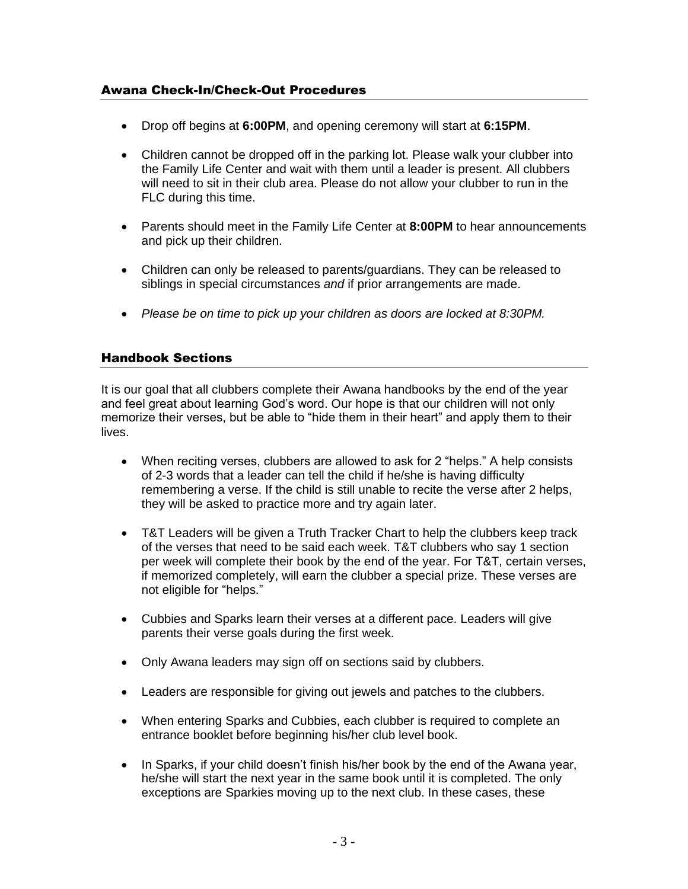## Awana Check-In/Check-Out Procedures

- Drop off begins at **6:00PM**, and opening ceremony will start at **6:15PM**.
- Children cannot be dropped off in the parking lot. Please walk your clubber into the Family Life Center and wait with them until a leader is present. All clubbers will need to sit in their club area. Please do not allow your clubber to run in the FLC during this time.
- Parents should meet in the Family Life Center at **8:00PM** to hear announcements and pick up their children.
- Children can only be released to parents/guardians. They can be released to siblings in special circumstances *and* if prior arrangements are made.
- *Please be on time to pick up your children as doors are locked at 8:30PM.*

## Handbook Sections

It is our goal that all clubbers complete their Awana handbooks by the end of the year and feel great about learning God's word. Our hope is that our children will not only memorize their verses, but be able to "hide them in their heart" and apply them to their lives.

- When reciting verses, clubbers are allowed to ask for 2 "helps." A help consists of 2-3 words that a leader can tell the child if he/she is having difficulty remembering a verse. If the child is still unable to recite the verse after 2 helps, they will be asked to practice more and try again later.
- T&T Leaders will be given a Truth Tracker Chart to help the clubbers keep track of the verses that need to be said each week. T&T clubbers who say 1 section per week will complete their book by the end of the year. For T&T, certain verses, if memorized completely, will earn the clubber a special prize. These verses are not eligible for "helps."
- Cubbies and Sparks learn their verses at a different pace. Leaders will give parents their verse goals during the first week.
- Only Awana leaders may sign off on sections said by clubbers.
- Leaders are responsible for giving out jewels and patches to the clubbers.
- When entering Sparks and Cubbies, each clubber is required to complete an entrance booklet before beginning his/her club level book.
- In Sparks, if your child doesn't finish his/her book by the end of the Awana year, he/she will start the next year in the same book until it is completed. The only exceptions are Sparkies moving up to the next club. In these cases, these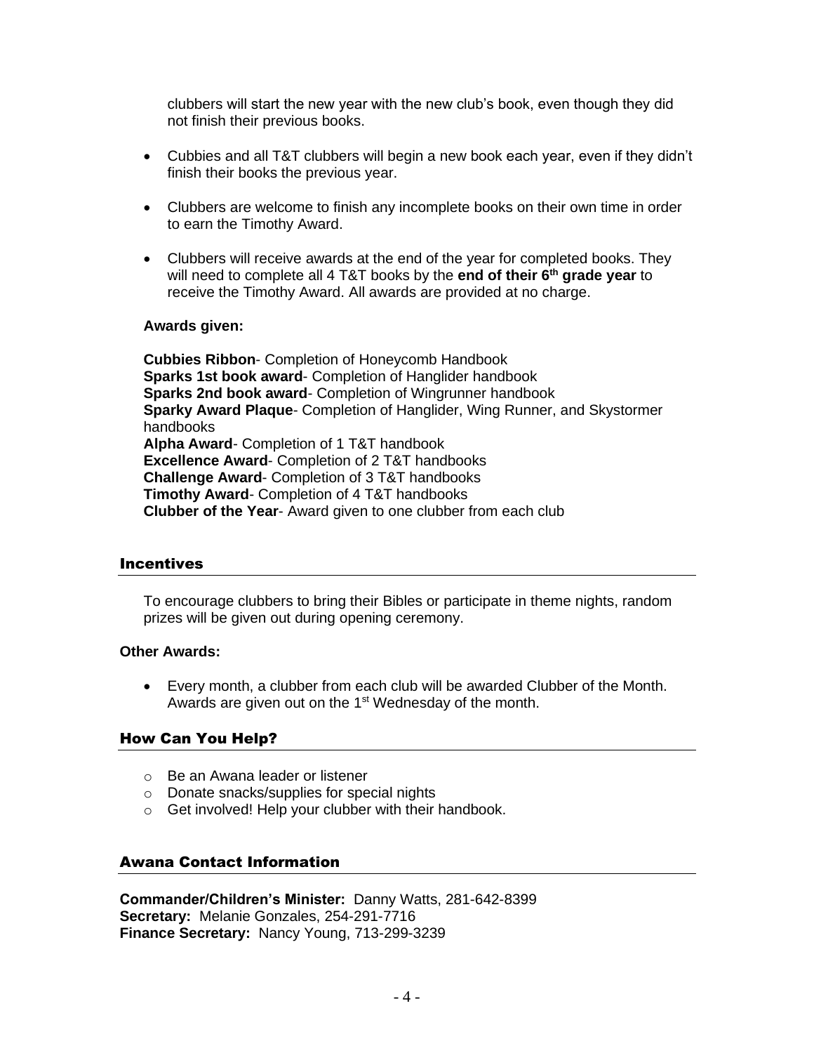clubbers will start the new year with the new club's book, even though they did not finish their previous books.

- Cubbies and all T&T clubbers will begin a new book each year, even if they didn't finish their books the previous year.
- Clubbers are welcome to finish any incomplete books on their own time in order to earn the Timothy Award.
- Clubbers will receive awards at the end of the year for completed books. They will need to complete all 4 T&T books by the **end of their 6th grade year** to receive the Timothy Award. All awards are provided at no charge.

**Awards given:**

**Cubbies Ribbon**- Completion of Honeycomb Handbook
**Sparks 1st book award**- Completion of Hanglider handbook
**Sparks 2nd book award**- Completion of Wingrunner handbook
**Sparky Award Plaque**- Completion of Hanglider, Wing Runner, and Skystormer handbooks
**Alpha Award**- Completion of 1 T&T handbook
**Excellence Award**- Completion of 2 T&T handbooks
**Challenge Award**- Completion of 3 T&T handbooks
**Timothy Award**- Completion of 4 T&T handbooks
**Clubber of the Year**- Award given to one clubber from each club

## Incentives

To encourage clubbers to bring their Bibles or participate in theme nights, random prizes will be given out during opening ceremony.

**Other Awards:**

- Every month, a clubber from each club will be awarded Clubber of the Month. Awards are given out on the 1st Wednesday of the month.

## How Can You Help?

- Be an Awana leader or listener
- Donate snacks/supplies for special nights
- Get involved! Help your clubber with their handbook.

## Awana Contact Information

**Commander/Children's Minister:** Danny Watts, 281-642-8399
**Secretary:** Melanie Gonzales, 254-291-7716
**Finance Secretary:** Nancy Young, 713-299-3239